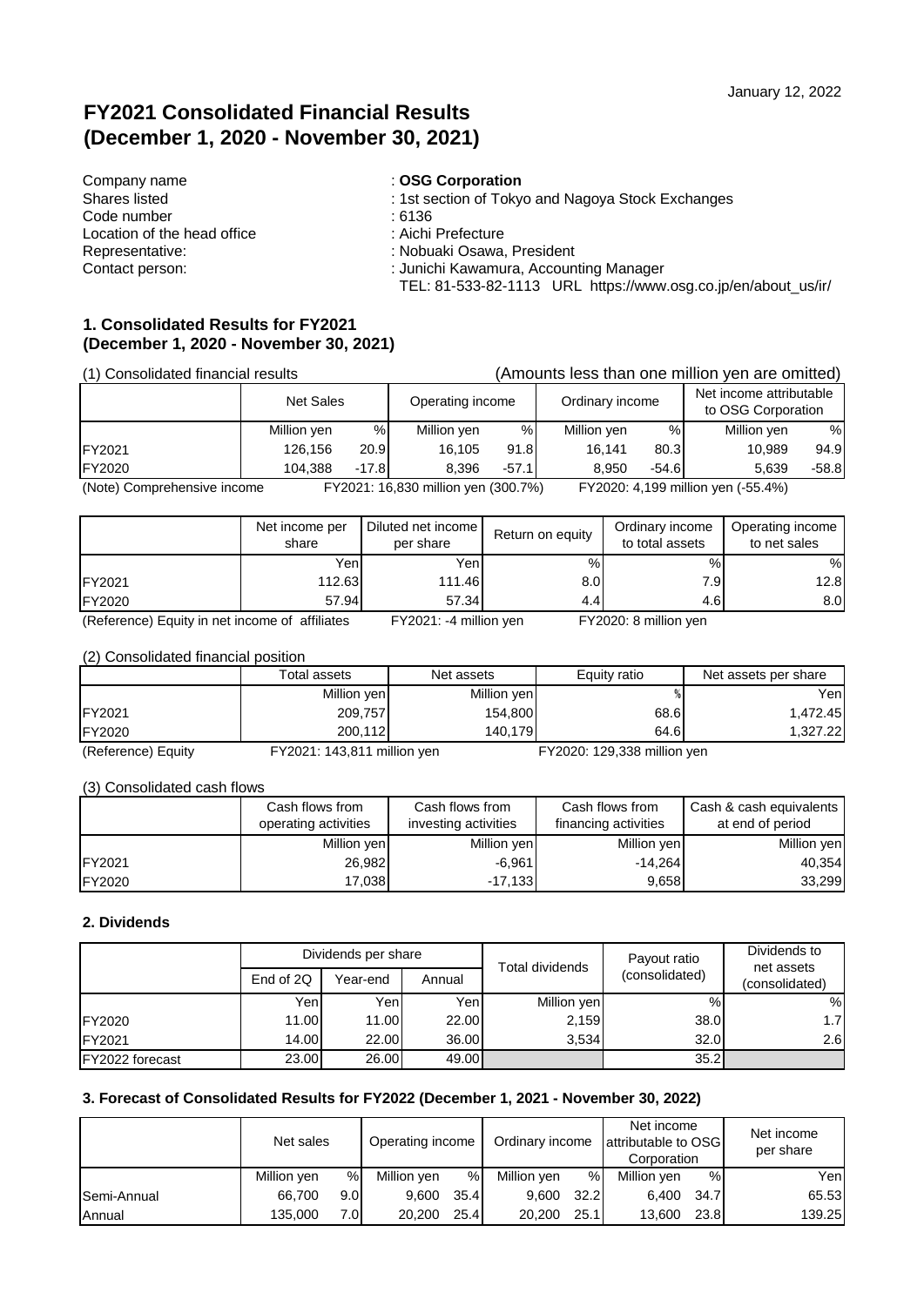January 12, 2022

# FY2021 Consolidated Financial Results
# (December 1, 2020 - November 30, 2021)

Company name : **OSG Corporation**
Shares listed : 1st section of Tokyo and Nagoya Stock Exchanges
Code number : 6136
Location of the head office : Aichi Prefecture
Representative: : Nobuaki Osawa, President
Contact person: : Junichi Kawamura, Accounting Manager
TEL: 81-533-82-1113 URL https://www.osg.co.jp/en/about_us/ir/

## 1. Consolidated Results for FY2021
## (December 1, 2020 - November 30, 2021)

(1) Consolidated financial results (Amounts less than one million yen are omitted)

| | Net Sales | | Operating income | | Ordinary income | | Net income attributable to OSG Corporation | |
|---|---|---|---|---|---|---|---|---|
| | Million yen | % | Million yen | % | Million yen | % | Million yen | % |
| FY2021 | 126,156 | 20.9 | 16,105 | 91.8 | 16,141 | 80.3 | 10,989 | 94.9 |
| FY2020 | 104,388 | -17.8 | 8,396 | -57.1 | 8,950 | -54.6 | 5,639 | -58.8 |

(Note) Comprehensive income FY2021: 16,830 million yen (300.7%) FY2020: 4,199 million yen (-55.4%)

| | Net income per share | Diluted net income per share | Return on equity | Ordinary income to total assets | Operating income to net sales |
|---|---|---|---|---|---|
| | Yen | Yen | % | % | % |
| FY2021 | 112.63 | 111.46 | 8.0 | 7.9 | 12.8 |
| FY2020 | 57.94 | 57.34 | 4.4 | 4.6 | 8.0 |

(Reference) Equity in net income of affiliates FY2021: -4 million yen FY2020: 8 million yen

(2) Consolidated financial position

| | Total assets | Net assets | Equity ratio | Net assets per share |
|---|---|---|---|---|
| | Million yen | Million yen | % | Yen |
| FY2021 | 209,757 | 154,800 | 68.6 | 1,472.45 |
| FY2020 | 200,112 | 140,179 | 64.6 | 1,327.22 |

(Reference) Equity FY2021: 143,811 million yen FY2020: 129,338 million yen

(3) Consolidated cash flows

| | Cash flows from operating activities | Cash flows from investing activities | Cash flows from financing activities | Cash & cash equivalents at end of period |
|---|---|---|---|---|
| | Million yen | Million yen | Million yen | Million yen |
| FY2021 | 26,982 | -6,961 | -14,264 | 40,354 |
| FY2020 | 17,038 | -17,133 | 9,658 | 33,299 |

## 2. Dividends

| | Dividends per share | | | Total dividends | Payout ratio (consolidated) | Dividends to net assets (consolidated) |
|---|---|---|---|---|---|---|
| | End of 2Q | Year-end | Annual | | | |
| | Yen | Yen | Yen | Million yen | % | % |
| FY2020 | 11.00 | 11.00 | 22.00 | 2,159 | 38.0 | 1.7 |
| FY2021 | 14.00 | 22.00 | 36.00 | 3,534 | 32.0 | 2.6 |
| FY2022 forecast | 23.00 | 26.00 | 49.00 | | 35.2 | |

## 3. Forecast of Consolidated Results for FY2022 (December 1, 2021 - November 30, 2022)

| | Net sales | | Operating income | | Ordinary income | | Net income attributable to OSG Corporation | | Net income per share |
|---|---|---|---|---|---|---|---|---|---|
| | Million yen | % | Million yen | % | Million yen | % | Million yen | % | Yen |
| Semi-Annual | 66,700 | 9.0 | 9,600 | 35.4 | 9,600 | 32.2 | 6,400 | 34.7 | 65.53 |
| Annual | 135,000 | 7.0 | 20,200 | 25.4 | 20,200 | 25.1 | 13,600 | 23.8 | 139.25 |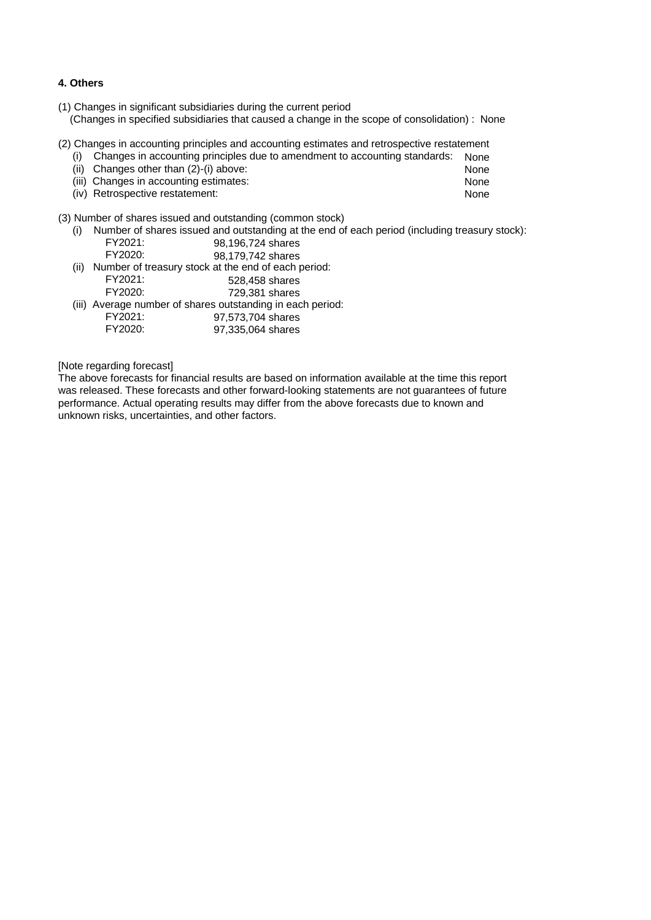**4. Others**

(1) Changes in significant subsidiaries during the current period
(Changes in specified subsidiaries that caused a change in the scope of consolidation) : None

(2) Changes in accounting principles and accounting estimates and retrospective restatement

| | |
|---|---|
| (i) Changes in accounting principles due to amendment to accounting standards: | None |
| (ii) Changes other than (2)-(i) above: | None |
| (iii) Changes in accounting estimates: | None |
| (iv) Retrospective restatement: | None |

(3) Number of shares issued and outstanding (common stock)

(i) Number of shares issued and outstanding at the end of each period (including treasury stock):

| | |
|---|---|
| FY2021: | 98,196,724 shares |
| FY2020: | 98,179,742 shares |

(ii) Number of treasury stock at the end of each period:

| | |
|---|---|
| FY2021: | 528,458 shares |
| FY2020: | 729,381 shares |

(iii) Average number of shares outstanding in each period:

| | |
|---|---|
| FY2021: | 97,573,704 shares |
| FY2020: | 97,335,064 shares |

[Note regarding forecast]
The above forecasts for financial results are based on information available at the time this report was released. These forecasts and other forward-looking statements are not guarantees of future performance. Actual operating results may differ from the above forecasts due to known and unknown risks, uncertainties, and other factors.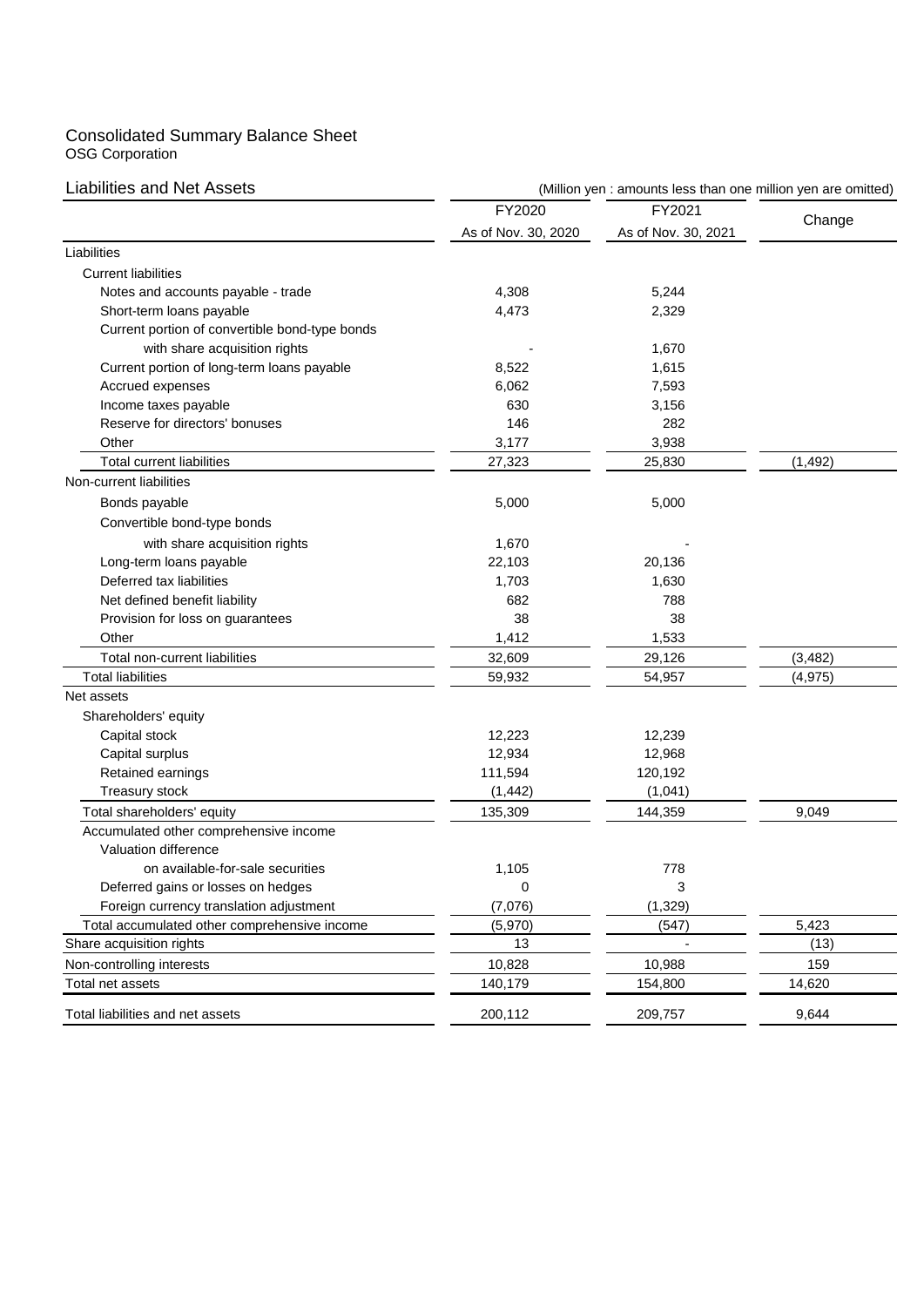# Consolidated Summary Balance Sheet

OSG Corporation

## Liabilities and Net Assets

(Million yen : amounts less than one million yen are omitted)

| | FY2020 As of Nov. 30, 2020 | FY2021 As of Nov. 30, 2021 | Change |
|---|---|---|---|
| Liabilities | | | |
| Current liabilities | | | |
| Notes and accounts payable - trade | 4,308 | 5,244 | |
| Short-term loans payable | 4,473 | 2,329 | |
| Current portion of convertible bond-type bonds with share acquisition rights | - | 1,670 | |
| Current portion of long-term loans payable | 8,522 | 1,615 | |
| Accrued expenses | 6,062 | 7,593 | |
| Income taxes payable | 630 | 3,156 | |
| Reserve for directors' bonuses | 146 | 282 | |
| Other | 3,177 | 3,938 | |
| Total current liabilities | 27,323 | 25,830 | (1,492) |
| Non-current liabilities | | | |
| Bonds payable | 5,000 | 5,000 | |
| Convertible bond-type bonds with share acquisition rights | 1,670 | - | |
| Long-term loans payable | 22,103 | 20,136 | |
| Deferred tax liabilities | 1,703 | 1,630 | |
| Net defined benefit liability | 682 | 788 | |
| Provision for loss on guarantees | 38 | 38 | |
| Other | 1,412 | 1,533 | |
| Total non-current liabilities | 32,609 | 29,126 | (3,482) |
| Total liabilities | 59,932 | 54,957 | (4,975) |
| Net assets | | | |
| Shareholders' equity | | | |
| Capital stock | 12,223 | 12,239 | |
| Capital surplus | 12,934 | 12,968 | |
| Retained earnings | 111,594 | 120,192 | |
| Treasury stock | (1,442) | (1,041) | |
| Total shareholders' equity | 135,309 | 144,359 | 9,049 |
| Accumulated other comprehensive income | | | |
| Valuation difference on available-for-sale securities | 1,105 | 778 | |
| Deferred gains or losses on hedges | 0 | 3 | |
| Foreign currency translation adjustment | (7,076) | (1,329) | |
| Total accumulated other comprehensive income | (5,970) | (547) | 5,423 |
| Share acquisition rights | 13 | - | (13) |
| Non-controlling interests | 10,828 | 10,988 | 159 |
| Total net assets | 140,179 | 154,800 | 14,620 |
| Total liabilities and net assets | 200,112 | 209,757 | 9,644 |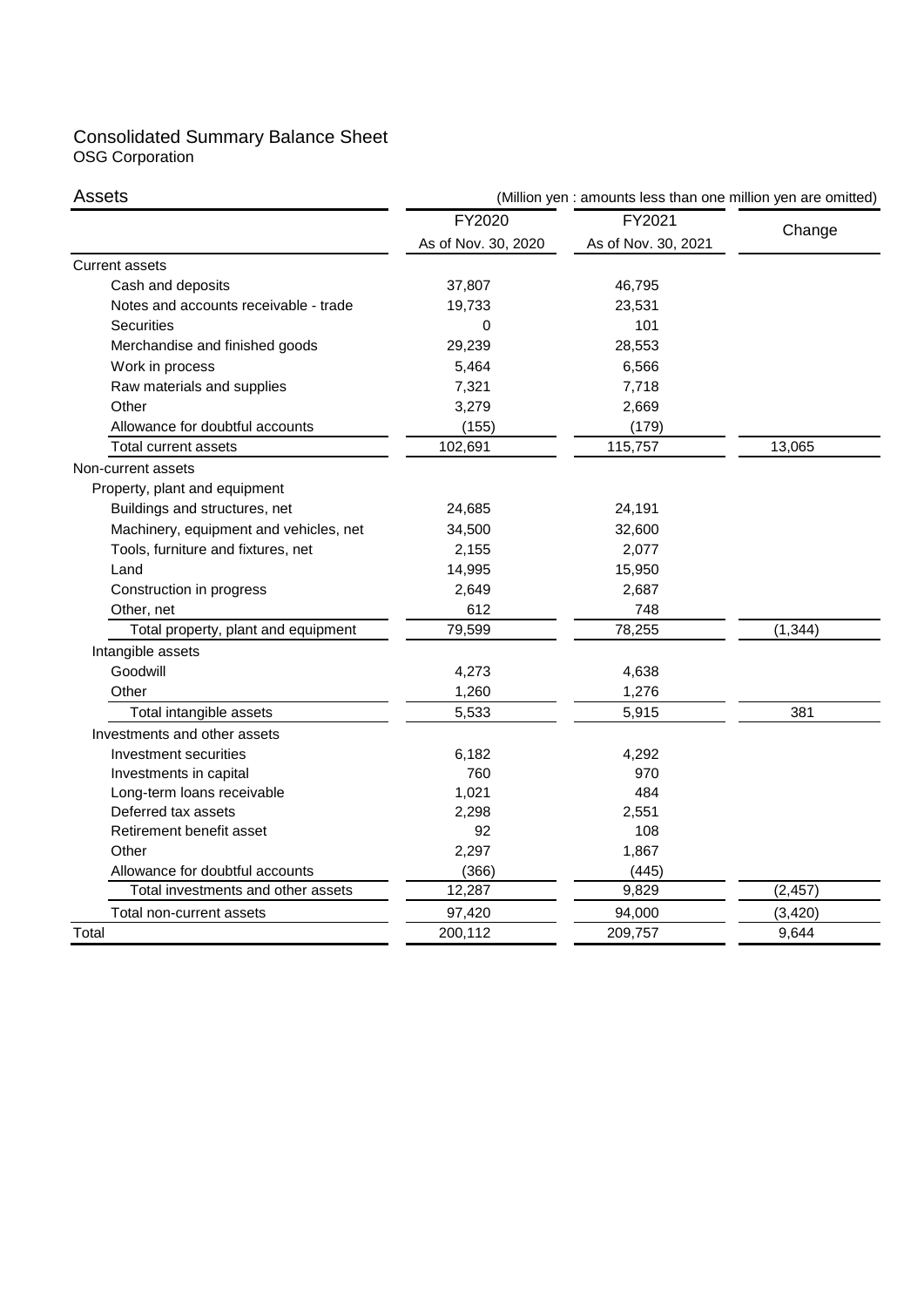# Consolidated Summary Balance Sheet

OSG Corporation

## Assets

(Million yen : amounts less than one million yen are omitted)

| | FY2020 As of Nov. 30, 2020 | FY2021 As of Nov. 30, 2021 | Change |
|---|---|---|---|
| Current assets | | | |
| Cash and deposits | 37,807 | 46,795 | |
| Notes and accounts receivable - trade | 19,733 | 23,531 | |
| Securities | 0 | 101 | |
| Merchandise and finished goods | 29,239 | 28,553 | |
| Work in process | 5,464 | 6,566 | |
| Raw materials and supplies | 7,321 | 7,718 | |
| Other | 3,279 | 2,669 | |
| Allowance for doubtful accounts | (155) | (179) | |
| Total current assets | 102,691 | 115,757 | 13,065 |
| Non-current assets | | | |
| Property, plant and equipment | | | |
| Buildings and structures, net | 24,685 | 24,191 | |
| Machinery, equipment and vehicles, net | 34,500 | 32,600 | |
| Tools, furniture and fixtures, net | 2,155 | 2,077 | |
| Land | 14,995 | 15,950 | |
| Construction in progress | 2,649 | 2,687 | |
| Other, net | 612 | 748 | |
| Total property, plant and equipment | 79,599 | 78,255 | (1,344) |
| Intangible assets | | | |
| Goodwill | 4,273 | 4,638 | |
| Other | 1,260 | 1,276 | |
| Total intangible assets | 5,533 | 5,915 | 381 |
| Investments and other assets | | | |
| Investment securities | 6,182 | 4,292 | |
| Investments in capital | 760 | 970 | |
| Long-term loans receivable | 1,021 | 484 | |
| Deferred tax assets | 2,298 | 2,551 | |
| Retirement benefit asset | 92 | 108 | |
| Other | 2,297 | 1,867 | |
| Allowance for doubtful accounts | (366) | (445) | |
| Total investments and other assets | 12,287 | 9,829 | (2,457) |
| Total non-current assets | 97,420 | 94,000 | (3,420) |
| Total | 200,112 | 209,757 | 9,644 |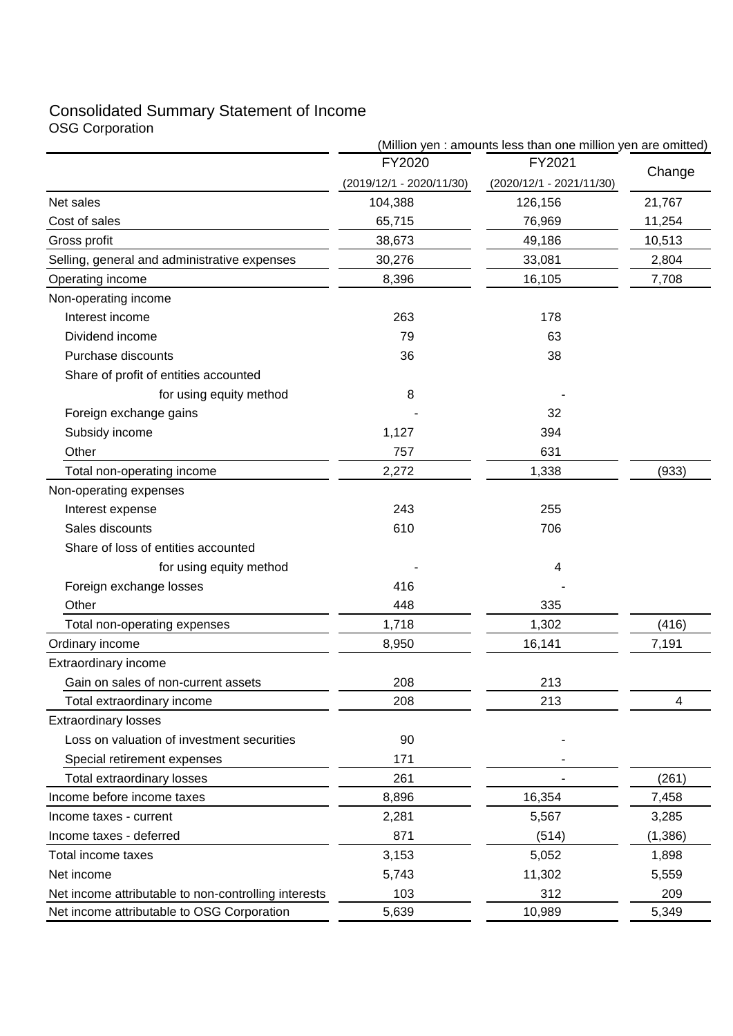# Consolidated Summary Statement of Income

OSG Corporation

(Million yen : amounts less than one million yen are omitted)

| | FY2020 (2019/12/1 - 2020/11/30) | FY2021 (2020/12/1 - 2021/11/30) | Change |
|---|---|---|---|
| Net sales | 104,388 | 126,156 | 21,767 |
| Cost of sales | 65,715 | 76,969 | 11,254 |
| Gross profit | 38,673 | 49,186 | 10,513 |
| Selling, general and administrative expenses | 30,276 | 33,081 | 2,804 |
| Operating income | 8,396 | 16,105 | 7,708 |
| Non-operating income | | | |
| Interest income | 263 | 178 | |
| Dividend income | 79 | 63 | |
| Purchase discounts | 36 | 38 | |
| Share of profit of entities accounted for using equity method | 8 | - | |
| Foreign exchange gains | - | 32 | |
| Subsidy income | 1,127 | 394 | |
| Other | 757 | 631 | |
| Total non-operating income | 2,272 | 1,338 | (933) |
| Non-operating expenses | | | |
| Interest expense | 243 | 255 | |
| Sales discounts | 610 | 706 | |
| Share of loss of entities accounted for using equity method | - | 4 | |
| Foreign exchange losses | 416 | - | |
| Other | 448 | 335 | |
| Total non-operating expenses | 1,718 | 1,302 | (416) |
| Ordinary income | 8,950 | 16,141 | 7,191 |
| Extraordinary income | | | |
| Gain on sales of non-current assets | 208 | 213 | |
| Total extraordinary income | 208 | 213 | 4 |
| Extraordinary losses | | | |
| Loss on valuation of investment securities | 90 | - | |
| Special retirement expenses | 171 | - | |
| Total extraordinary losses | 261 | - | (261) |
| Income before income taxes | 8,896 | 16,354 | 7,458 |
| Income taxes - current | 2,281 | 5,567 | 3,285 |
| Income taxes - deferred | 871 | (514) | (1,386) |
| Total income taxes | 3,153 | 5,052 | 1,898 |
| Net income | 5,743 | 11,302 | 5,559 |
| Net income attributable to non-controlling interests | 103 | 312 | 209 |
| Net income attributable to OSG Corporation | 5,639 | 10,989 | 5,349 |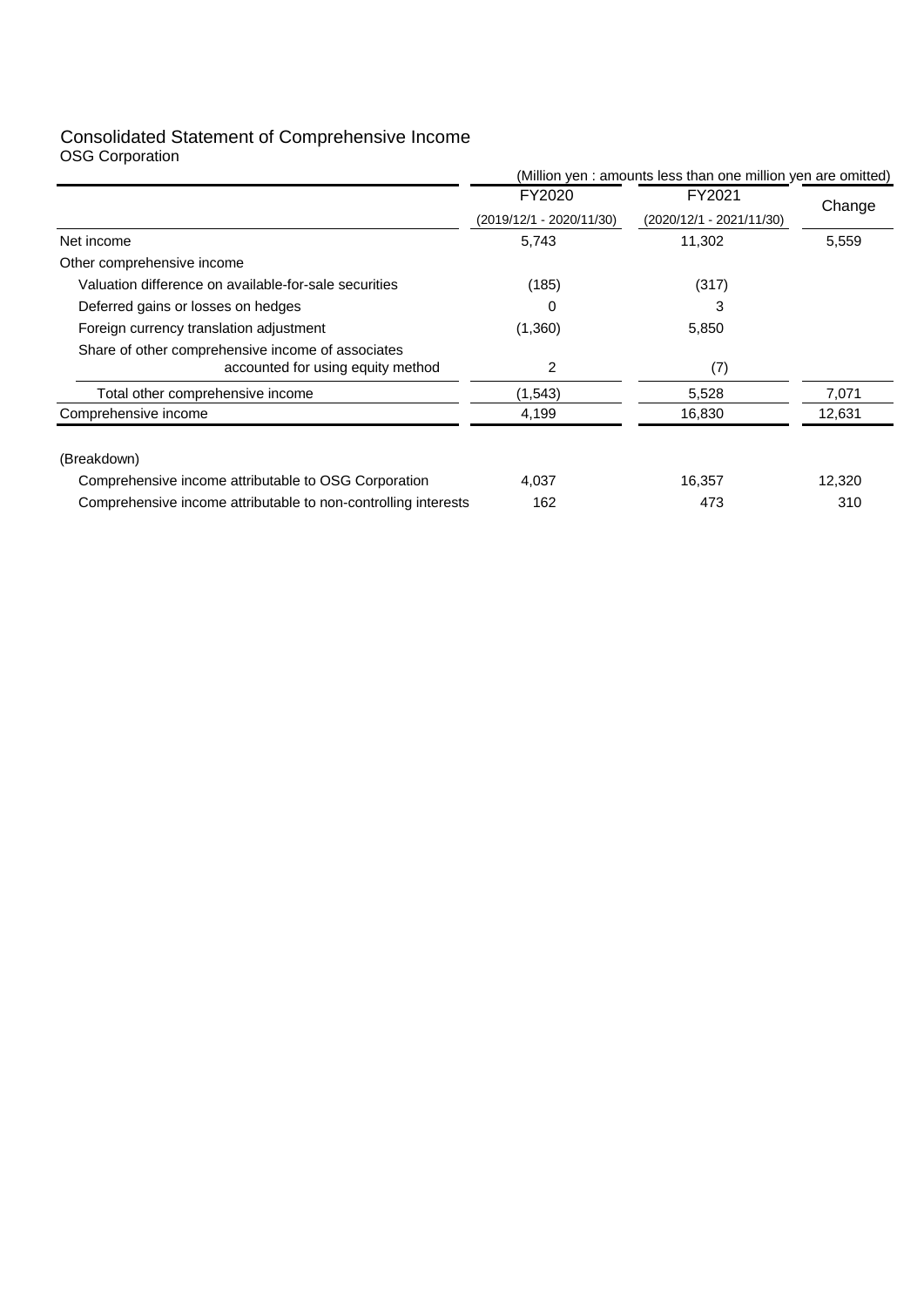# Consolidated Statement of Comprehensive Income

OSG Corporation

(Million yen : amounts less than one million yen are omitted)

| | FY2020<br>(2019/12/1 - 2020/11/30) | FY2021<br>(2020/12/1 - 2021/11/30) | Change |
|---|---|---|---|
| Net income | 5,743 | 11,302 | 5,559 |
| Other comprehensive income | | | |
| Valuation difference on available-for-sale securities | (185) | (317) | |
| Deferred gains or losses on hedges | 0 | 3 | |
| Foreign currency translation adjustment | (1,360) | 5,850 | |
| Share of other comprehensive income of associates accounted for using equity method | 2 | (7) | |
| Total other comprehensive income | (1,543) | 5,528 | 7,071 |
| Comprehensive income | 4,199 | 16,830 | 12,631 |
| (Breakdown) | | | |
| Comprehensive income attributable to OSG Corporation | 4,037 | 16,357 | 12,320 |
| Comprehensive income attributable to non-controlling interests | 162 | 473 | 310 |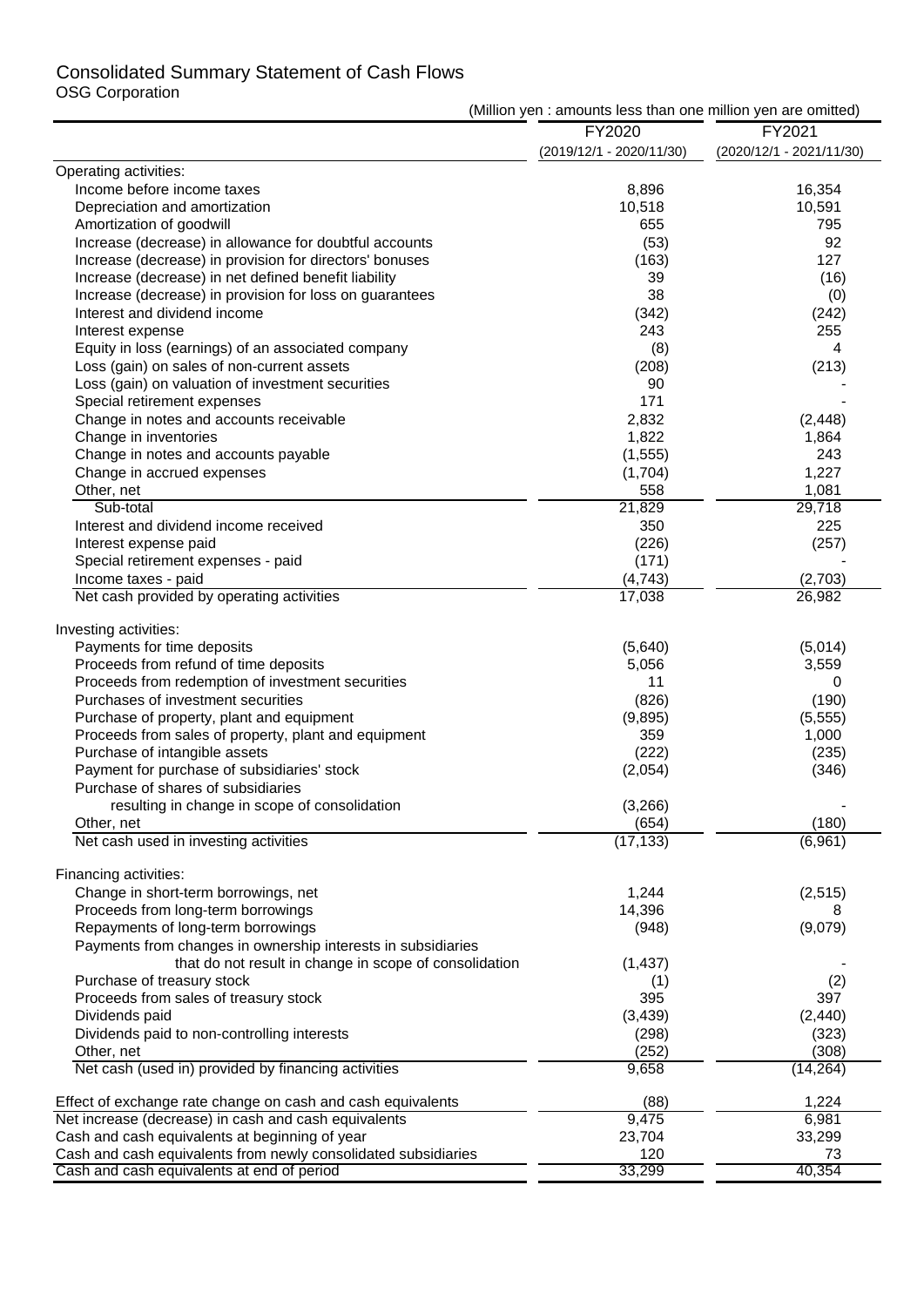# Consolidated Summary Statement of Cash Flows

OSG Corporation

(Million yen : amounts less than one million yen are omitted)

| | FY2020 (2019/12/1 - 2020/11/30) | FY2021 (2020/12/1 - 2021/11/30) |
|---|---|---|
| Operating activities: | | |
| Income before income taxes | 8,896 | 16,354 |
| Depreciation and amortization | 10,518 | 10,591 |
| Amortization of goodwill | 655 | 795 |
| Increase (decrease) in allowance for doubtful accounts | (53) | 92 |
| Increase (decrease) in provision for directors' bonuses | (163) | 127 |
| Increase (decrease) in net defined benefit liability | 39 | (16) |
| Increase (decrease) in provision for loss on guarantees | 38 | (0) |
| Interest and dividend income | (342) | (242) |
| Interest expense | 243 | 255 |
| Equity in loss (earnings) of an associated company | (8) | 4 |
| Loss (gain) on sales of non-current assets | (208) | (213) |
| Loss (gain) on valuation of investment securities | 90 | - |
| Special retirement expenses | 171 | - |
| Change in notes and accounts receivable | 2,832 | (2,448) |
| Change in inventories | 1,822 | 1,864 |
| Change in notes and accounts payable | (1,555) | 243 |
| Change in accrued expenses | (1,704) | 1,227 |
| Other, net | 558 | 1,081 |
| Sub-total | 21,829 | 29,718 |
| Interest and dividend income received | 350 | 225 |
| Interest expense paid | (226) | (257) |
| Special retirement expenses - paid | (171) | - |
| Income taxes - paid | (4,743) | (2,703) |
| Net cash provided by operating activities | 17,038 | 26,982 |
| Investing activities: | | |
| Payments for time deposits | (5,640) | (5,014) |
| Proceeds from refund of time deposits | 5,056 | 3,559 |
| Proceeds from redemption of investment securities | 11 | 0 |
| Purchases of investment securities | (826) | (190) |
| Purchase of property, plant and equipment | (9,895) | (5,555) |
| Proceeds from sales of property, plant and equipment | 359 | 1,000 |
| Purchase of intangible assets | (222) | (235) |
| Payment for purchase of subsidiaries' stock | (2,054) | (346) |
| Purchase of shares of subsidiaries resulting in change in scope of consolidation | (3,266) | - |
| Other, net | (654) | (180) |
| Net cash used in investing activities | (17,133) | (6,961) |
| Financing activities: | | |
| Change in short-term borrowings, net | 1,244 | (2,515) |
| Proceeds from long-term borrowings | 14,396 | 8 |
| Repayments of long-term borrowings | (948) | (9,079) |
| Payments from changes in ownership interests in subsidiaries that do not result in change in scope of consolidation | (1,437) | - |
| Purchase of treasury stock | (1) | (2) |
| Proceeds from sales of treasury stock | 395 | 397 |
| Dividends paid | (3,439) | (2,440) |
| Dividends paid to non-controlling interests | (298) | (323) |
| Other, net | (252) | (308) |
| Net cash (used in) provided by financing activities | 9,658 | (14,264) |
| Effect of exchange rate change on cash and cash equivalents | (88) | 1,224 |
| Net increase (decrease) in cash and cash equivalents | 9,475 | 6,981 |
| Cash and cash equivalents at beginning of year | 23,704 | 33,299 |
| Cash and cash equivalents from newly consolidated subsidiaries | 120 | 73 |
| Cash and cash equivalents at end of period | 33,299 | 40,354 |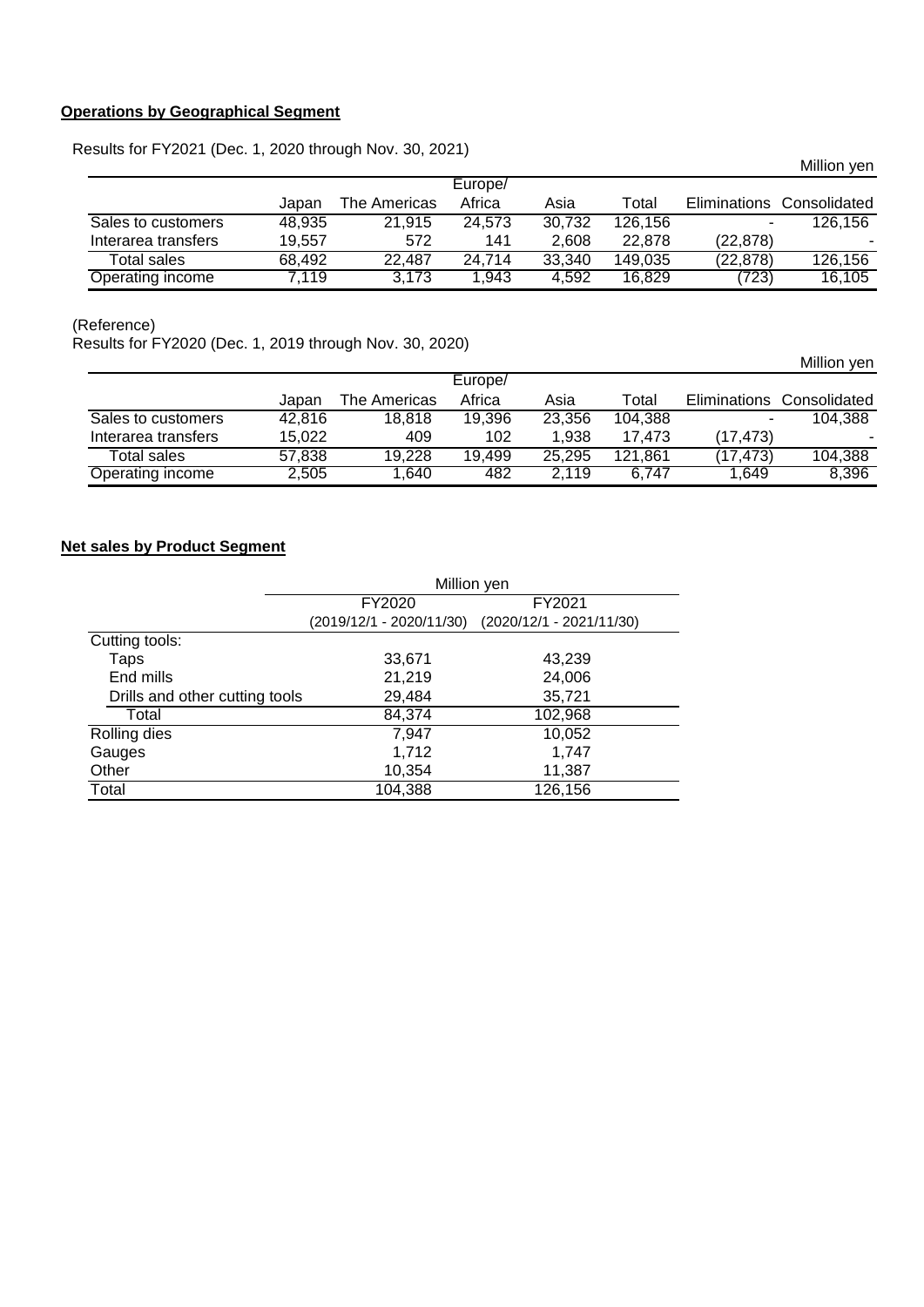**Operations by Geographical Segment**

Results for FY2021 (Dec. 1, 2020 through Nov. 30, 2021)

Million yen

| | Japan | The Americas | Europe/ Africa | Asia | Total | Eliminations | Consolidated |
|---|---|---|---|---|---|---|---|
| Sales to customers | 48,935 | 21,915 | 24,573 | 30,732 | 126,156 | - | 126,156 |
| Interarea transfers | 19,557 | 572 | 141 | 2,608 | 22,878 | (22,878) | - |
| Total sales | 68,492 | 22,487 | 24,714 | 33,340 | 149,035 | (22,878) | 126,156 |
| Operating income | 7,119 | 3,173 | 1,943 | 4,592 | 16,829 | (723) | 16,105 |

(Reference)
Results for FY2020 (Dec. 1, 2019 through Nov. 30, 2020)

Million yen

| | Japan | The Americas | Europe/ Africa | Asia | Total | Eliminations | Consolidated |
|---|---|---|---|---|---|---|---|
| Sales to customers | 42,816 | 18,818 | 19,396 | 23,356 | 104,388 | - | 104,388 |
| Interarea transfers | 15,022 | 409 | 102 | 1,938 | 17,473 | (17,473) | - |
| Total sales | 57,838 | 19,228 | 19,499 | 25,295 | 121,861 | (17,473) | 104,388 |
| Operating income | 2,505 | 1,640 | 482 | 2,119 | 6,747 | 1,649 | 8,396 |

**Net sales by Product Segment**

| | Million yen | |
|---|---|---|
| | FY2020 (2019/12/1 - 2020/11/30) | FY2021 (2020/12/1 - 2021/11/30) |
| Cutting tools: | | |
| Taps | 33,671 | 43,239 |
| End mills | 21,219 | 24,006 |
| Drills and other cutting tools | 29,484 | 35,721 |
| Total | 84,374 | 102,968 |
| Rolling dies | 7,947 | 10,052 |
| Gauges | 1,712 | 1,747 |
| Other | 10,354 | 11,387 |
| Total | 104,388 | 126,156 |